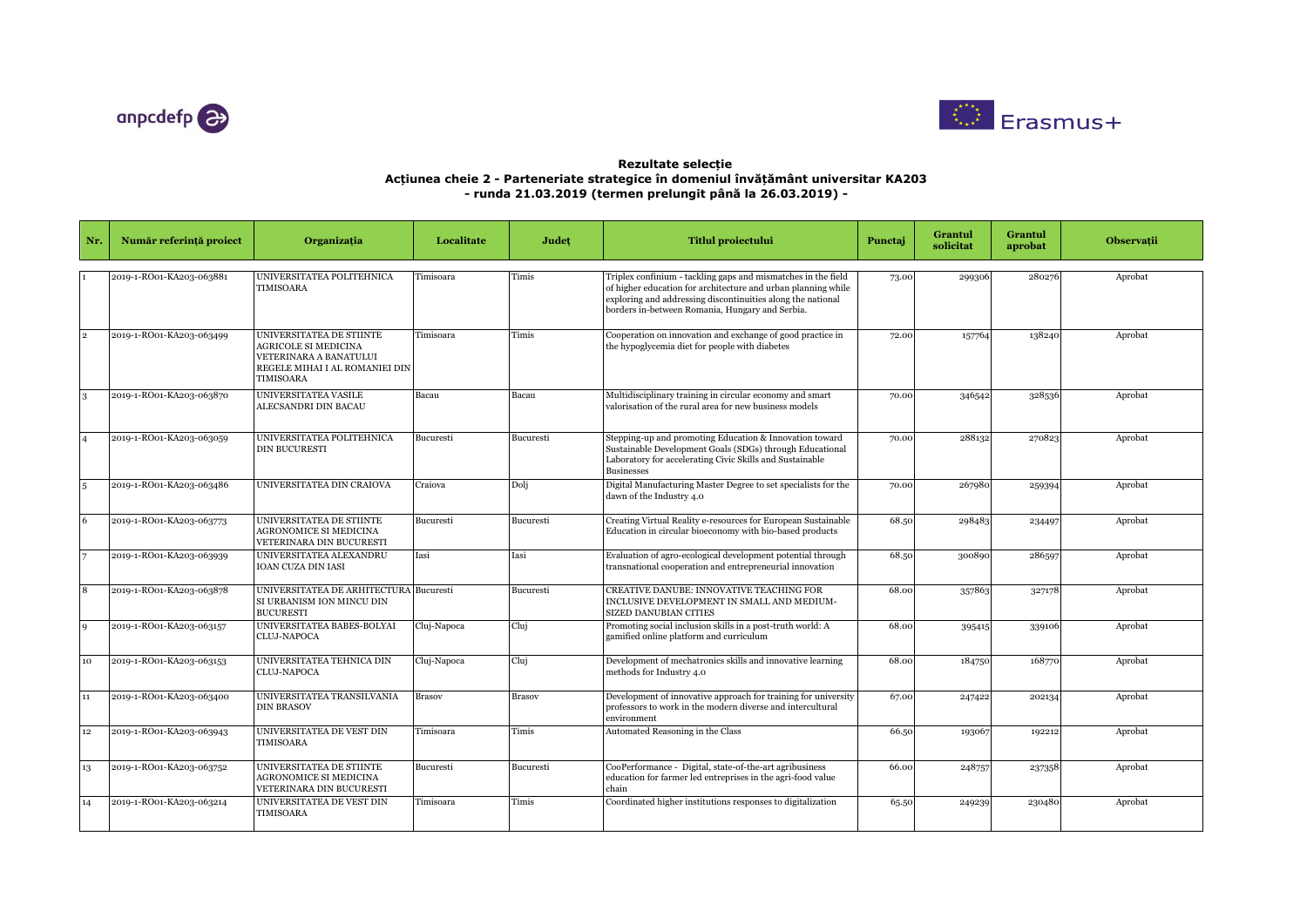**Rezultate selecție**
**Acțiunea cheie 2 - Parteneriate strategice în domeniul învățământ universitar KA203**
**- runda 21.03.2019 (termen prelungit până la 26.03.2019) -**

| Nr. | Număr referință proiect | Organizația | Localitate | Județ | Titlul proiectului | Punctaj | Grantul solicitat | Grantul aprobat | Observații |
|---|---|---|---|---|---|---|---|---|---|
| 1 | 2019-1-RO01-KA203-063881 | UNIVERSITATEA POLITEHNICA TIMISOARA | Timisoara | Timis | Triplex confinium - tackling gaps and mismatches in the field of higher education for architecture and urban planning while exploring and addressing discontinuities along the national borders in-between Romania, Hungary and Serbia. | 73.00 | 299306 | 280276 | Aprobat |
| 2 | 2019-1-RO01-KA203-063499 | UNIVERSITATEA DE STIINTE AGRICOLE SI MEDICINA VETERINARA A BANATULUI REGELE MIHAI I AL ROMANIEI DIN TIMISOARA | Timisoara | Timis | Cooperation on innovation and exchange of good practice in the hypoglycemia diet for people with diabetes | 72.00 | 157764 | 138240 | Aprobat |
| 3 | 2019-1-RO01-KA203-063870 | UNIVERSITATEA VASILE ALECSANDRI DIN BACAU | Bacau | Bacau | Multidisciplinary training in circular economy and smart valorisation of the rural area for new business models | 70.00 | 346542 | 328536 | Aprobat |
| 4 | 2019-1-RO01-KA203-063059 | UNIVERSITATEA POLITEHNICA DIN BUCURESTI | Bucuresti | Bucuresti | Stepping-up and promoting Education & Innovation toward Sustainable Development Goals (SDGs) through Educational Laboratory for accelerating Civic Skills and Sustainable Businesses | 70.00 | 288132 | 270823 | Aprobat |
| 5 | 2019-1-RO01-KA203-063486 | UNIVERSITATEA DIN CRAIOVA | Craiova | Dolj | Digital Manufacturing Master Degree to set specialists for the dawn of the Industry 4.0 | 70.00 | 267980 | 259394 | Aprobat |
| 6 | 2019-1-RO01-KA203-063773 | UNIVERSITATEA DE STIINTE AGRONOMICE SI MEDICINA VETERINARA DIN BUCURESTI | Bucuresti | Bucuresti | Creating Virtual Reality e-resources for European Sustainable Education in circular bioeconomy with bio-based products | 68.50 | 298483 | 234497 | Aprobat |
| 7 | 2019-1-RO01-KA203-063939 | UNIVERSITATEA ALEXANDRU IOAN CUZA DIN IASI | Iasi | Iasi | Evaluation of agro-ecological development potential through transnational cooperation and entrepreneurial innovation | 68.50 | 300890 | 286597 | Aprobat |
| 8 | 2019-1-RO01-KA203-063878 | UNIVERSITATEA DE ARHITECTURA SI URBANISM ION MINCU DIN BUCURESTI | Bucuresti | Bucuresti | CREATIVE DANUBE: INNOVATIVE TEACHING FOR INCLUSIVE DEVELOPMENT IN SMALL AND MEDIUM-SIZED DANUBIAN CITIES | 68.00 | 357863 | 327178 | Aprobat |
| 9 | 2019-1-RO01-KA203-063157 | UNIVERSITATEA BABES-BOLYAI CLUJ-NAPOCA | Cluj-Napoca | Cluj | Promoting social inclusion skills in a post-truth world: A gamified online platform and curriculum | 68.00 | 395415 | 339106 | Aprobat |
| 10 | 2019-1-RO01-KA203-063153 | UNIVERSITATEA TEHNICA DIN CLUJ-NAPOCA | Cluj-Napoca | Cluj | Development of mechatronics skills and innovative learning methods for Industry 4.0 | 68.00 | 184750 | 168770 | Aprobat |
| 11 | 2019-1-RO01-KA203-063400 | UNIVERSITATEA TRANSILVANIA DIN BRASOV | Brasov | Brasov | Development of innovative approach for training for university professors to work in the modern diverse and intercultural environment | 67.00 | 247422 | 202134 | Aprobat |
| 12 | 2019-1-RO01-KA203-063943 | UNIVERSITATEA DE VEST DIN TIMISOARA | Timisoara | Timis | Automated Reasoning in the Class | 66.50 | 193067 | 192212 | Aprobat |
| 13 | 2019-1-RO01-KA203-063752 | UNIVERSITATEA DE STIINTE AGRONOMICE SI MEDICINA VETERINARA DIN BUCURESTI | Bucuresti | Bucuresti | CooPerformance - Digital, state-of-the-art agribusiness education for farmer led entreprises in the agri-food value chain | 66.00 | 248757 | 237358 | Aprobat |
| 14 | 2019-1-RO01-KA203-063214 | UNIVERSITATEA DE VEST DIN TIMISOARA | Timisoara | Timis | Coordinated higher institutions responses to digitalization | 65.50 | 249239 | 230480 | Aprobat |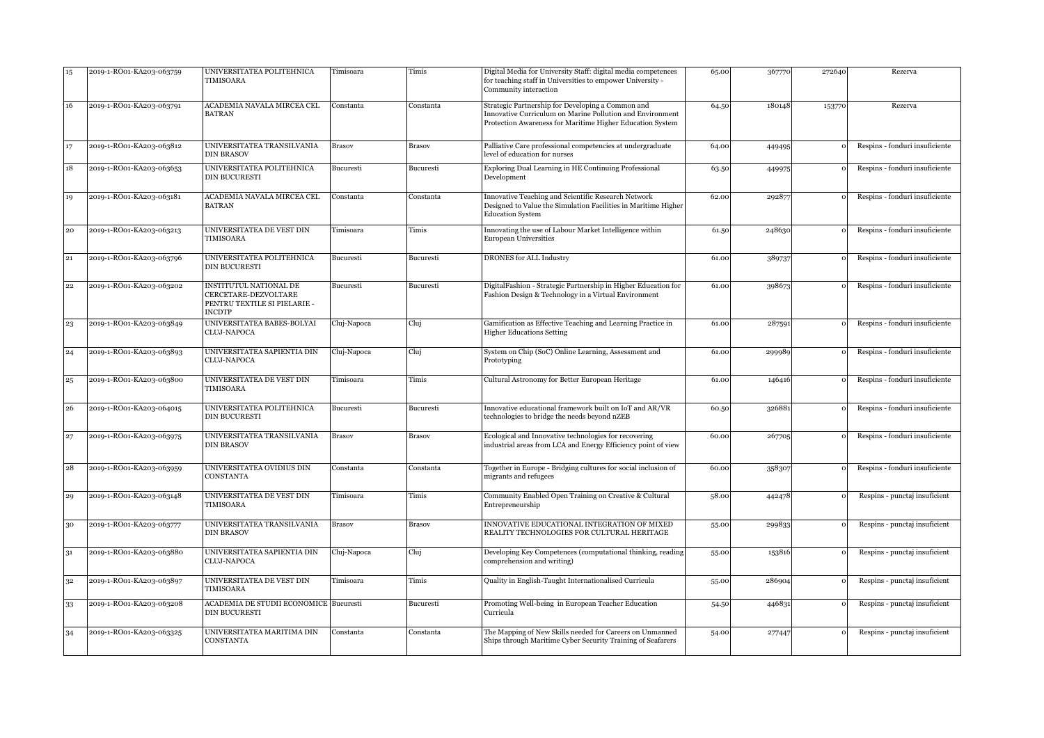| 15 | 2019-1-RO01-KA203-063759 | UNIVERSITATEA POLITEHNICA TIMISOARA | Timisoara | Timis | Digital Media for University Staff: digital media competences for teaching staff in Universities to empower University - Community interaction | 65.00 | 367770 | 272640 | Rezerva |
|---|---|---|---|---|---|---|---|---|---|
| 16 | 2019-1-RO01-KA203-063791 | ACADEMIA NAVALA MIRCEA CEL BATRAN | Constanta | Constanta | Strategic Partnership for Developing a Common and Innovative Curriculum on Marine Pollution and Environment Protection Awareness for Maritime Higher Education System | 64.50 | 180148 | 153770 | Rezerva |
| 17 | 2019-1-RO01-KA203-063812 | UNIVERSITATEA TRANSILVANIA DIN BRASOV | Brasov | Brasov | Palliative Care professional competencies at undergraduate level of education for nurses | 64.00 | 449495 | 0 | Respins - fonduri insuficiente |
| 18 | 2019-1-RO01-KA203-063653 | UNIVERSITATEA POLITEHNICA DIN BUCURESTI | Bucuresti | Bucuresti | Exploring Dual Learning in HE Continuing Professional Development | 63.50 | 449975 | 0 | Respins - fonduri insuficiente |
| 19 | 2019-1-RO01-KA203-063181 | ACADEMIA NAVALA MIRCEA CEL BATRAN | Constanta | Constanta | Innovative Teaching and Scientific Research Network Designed to Value the Simulation Facilities in Maritime Higher Education System | 62.00 | 292877 | 0 | Respins - fonduri insuficiente |
| 20 | 2019-1-RO01-KA203-063213 | UNIVERSITATEA DE VEST DIN TIMISOARA | Timisoara | Timis | Innovating the use of Labour Market Intelligence within European Universities | 61.50 | 248630 | 0 | Respins - fonduri insuficiente |
| 21 | 2019-1-RO01-KA203-063796 | UNIVERSITATEA POLITEHNICA DIN BUCURESTI | Bucuresti | Bucuresti | DRONES for ALL Industry | 61.00 | 389737 | 0 | Respins - fonduri insuficiente |
| 22 | 2019-1-RO01-KA203-063202 | INSTITUTUL NATIONAL DE CERCETARE-DEZVOLTARE PENTRU TEXTILE SI PIELARIE - INCDTP | Bucuresti | Bucuresti | DigitalFashion - Strategic Partnership in Higher Education for Fashion Design & Technology in a Virtual Environment | 61.00 | 398673 | 0 | Respins - fonduri insuficiente |
| 23 | 2019-1-RO01-KA203-063849 | UNIVERSITATEA BABES-BOLYAI CLUJ-NAPOCA | Cluj-Napoca | Cluj | Gamification as Effective Teaching and Learning Practice in Higher Educations Setting | 61.00 | 287591 | 0 | Respins - fonduri insuficiente |
| 24 | 2019-1-RO01-KA203-063893 | UNIVERSITATEA SAPIENTIA DIN CLUJ-NAPOCA | Cluj-Napoca | Cluj | System on Chip (SoC) Online Learning, Assessment and Prototyping | 61.00 | 299989 | 0 | Respins - fonduri insuficiente |
| 25 | 2019-1-RO01-KA203-063800 | UNIVERSITATEA DE VEST DIN TIMISOARA | Timisoara | Timis | Cultural Astronomy for Better European Heritage | 61.00 | 146416 | 0 | Respins - fonduri insuficiente |
| 26 | 2019-1-RO01-KA203-064015 | UNIVERSITATEA POLITEHNICA DIN BUCURESTI | Bucuresti | Bucuresti | Innovative educational framework built on IoT and AR/VR technologies to bridge the needs beyond nZEB | 60.50 | 326881 | 0 | Respins - fonduri insuficiente |
| 27 | 2019-1-RO01-KA203-063975 | UNIVERSITATEA TRANSILVANIA DIN BRASOV | Brasov | Brasov | Ecological and Innovative technologies for recovering industrial areas from LCA and Energy Efficiency point of view | 60.00 | 267705 | 0 | Respins - fonduri insuficiente |
| 28 | 2019-1-RO01-KA203-063959 | UNIVERSITATEA OVIDIUS DIN CONSTANTA | Constanta | Constanta | Together in Europe - Bridging cultures for social inclusion of migrants and refugees | 60.00 | 358307 | 0 | Respins - fonduri insuficiente |
| 29 | 2019-1-RO01-KA203-063148 | UNIVERSITATEA DE VEST DIN TIMISOARA | Timisoara | Timis | Community Enabled Open Training on Creative & Cultural Entrepreneurship | 58.00 | 442478 | 0 | Respins - punctaj insuficient |
| 30 | 2019-1-RO01-KA203-063777 | UNIVERSITATEA TRANSILVANIA DIN BRASOV | Brasov | Brasov | INNOVATIVE EDUCATIONAL INTEGRATION OF MIXED REALITY TECHNOLOGIES FOR CULTURAL HERITAGE | 55.00 | 299833 | 0 | Respins - punctaj insuficient |
| 31 | 2019-1-RO01-KA203-063880 | UNIVERSITATEA SAPIENTIA DIN CLUJ-NAPOCA | Cluj-Napoca | Cluj | Developing Key Competences (computational thinking, reading comprehension and writing) | 55.00 | 153816 | 0 | Respins - punctaj insuficient |
| 32 | 2019-1-RO01-KA203-063897 | UNIVERSITATEA DE VEST DIN TIMISOARA | Timisoara | Timis | Quality in English-Taught Internationalised Curricula | 55.00 | 286904 | 0 | Respins - punctaj insuficient |
| 33 | 2019-1-RO01-KA203-063208 | ACADEMIA DE STUDII ECONOMICE DIN BUCURESTI | Bucuresti | Bucuresti | Promoting Well-being in European Teacher Education Curricula | 54.50 | 446831 | 0 | Respins - punctaj insuficient |
| 34 | 2019-1-RO01-KA203-063325 | UNIVERSITATEA MARITIMA DIN CONSTANTA | Constanta | Constanta | The Mapping of New Skills needed for Careers on Unmanned Ships through Maritime Cyber Security Training of Seafarers | 54.00 | 277447 | 0 | Respins - punctaj insuficient |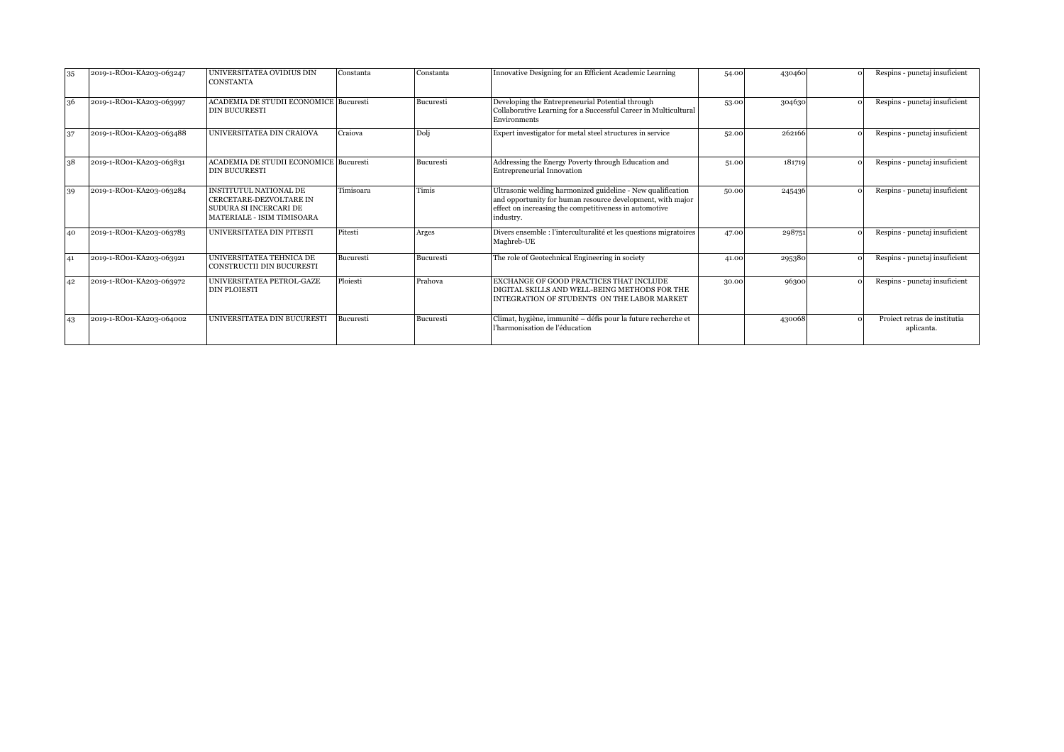| | | | | | | | | | |
|---|---|---|---|---|---|---|---|---|---|
| 35 | 2019-1-RO01-KA203-063247 | UNIVERSITATEA OVIDIUS DIN CONSTANTA | Constanta | Constanta | Innovative Designing for an Efficient Academic Learning | 54.00 | 430460 | 0 | Respins - punctaj insuficient |
| 36 | 2019-1-RO01-KA203-063997 | ACADEMIA DE STUDII ECONOMICE DIN BUCURESTI | Bucuresti | Bucuresti | Developing the Entrepreneurial Potential through Collaborative Learning for a Successful Career in Multicultural Environments | 53.00 | 304630 | 0 | Respins - punctaj insuficient |
| 37 | 2019-1-RO01-KA203-063488 | UNIVERSITATEA DIN CRAIOVA | Craiova | Dolj | Expert investigator for metal steel structures in service | 52.00 | 262166 | 0 | Respins - punctaj insuficient |
| 38 | 2019-1-RO01-KA203-063831 | ACADEMIA DE STUDII ECONOMICE DIN BUCURESTI | Bucuresti | Bucuresti | Addressing the Energy Poverty through Education and Entrepreneurial Innovation | 51.00 | 181719 | 0 | Respins - punctaj insuficient |
| 39 | 2019-1-RO01-KA203-063284 | INSTITUTUL NATIONAL DE CERCETARE-DEZVOLTARE IN SUDURA SI INCERCARI DE MATERIALE - ISIM TIMISOARA | Timisoara | Timis | Ultrasonic welding harmonized guideline - New qualification and opportunity for human resource development, with major effect on increasing the competitiveness in automotive industry. | 50.00 | 245436 | 0 | Respins - punctaj insuficient |
| 40 | 2019-1-RO01-KA203-063783 | UNIVERSITATEA DIN PITESTI | Pitesti | Arges | Divers ensemble : l'interculturalité et les questions migratoires Maghreb-UE | 47.00 | 298751 | 0 | Respins - punctaj insuficient |
| 41 | 2019-1-RO01-KA203-063921 | UNIVERSITATEA TEHNICA DE CONSTRUCTII DIN BUCURESTI | Bucuresti | Bucuresti | The role of Geotechnical Engineering in society | 41.00 | 295380 | 0 | Respins - punctaj insuficient |
| 42 | 2019-1-RO01-KA203-063972 | UNIVERSITATEA PETROL-GAZE DIN PLOIESTI | Ploiesti | Prahova | EXCHANGE OF GOOD PRACTICES THAT INCLUDE DIGITAL SKILLS AND WELL-BEING METHODS FOR THE INTEGRATION OF STUDENTS ON THE LABOR MARKET | 30.00 | 96300 | 0 | Respins - punctaj insuficient |
| 43 | 2019-1-RO01-KA203-064002 | UNIVERSITATEA DIN BUCURESTI | Bucuresti | Bucuresti | Climat, hygiène, immunité – défis pour la future recherche et l'harmonisation de l'éducation | | 430068 | 0 | Proiect retras de institutia aplicanta. |